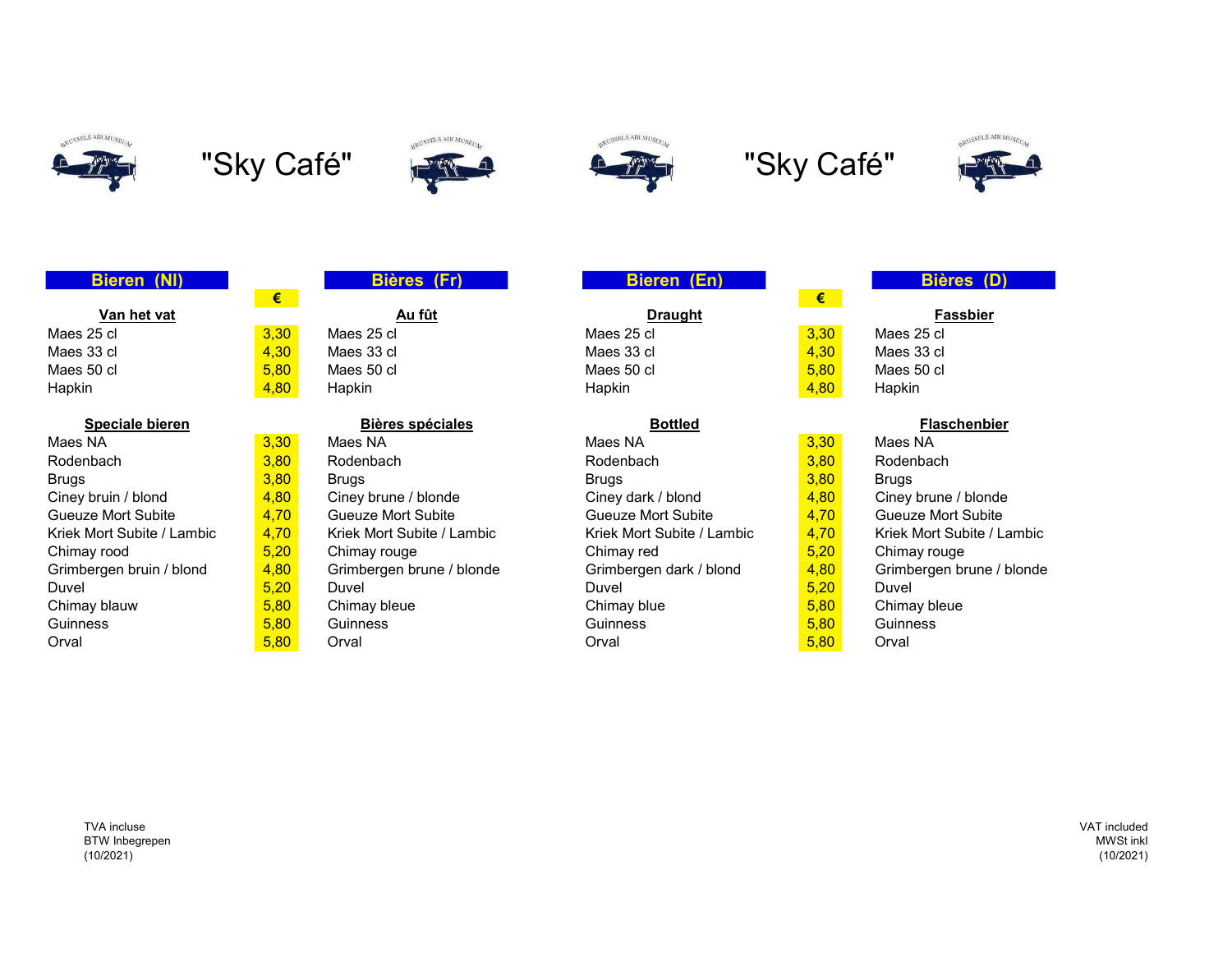# "Sky Café"

| Bieren (Nl) | € | Bières (Fr) | Bieren (En) | € | Bières (D) |
|---|---|---|---|---|---|
| **Van het vat** | | **Au fût** | **Draught** | | **Fassbier** |
| Maes 25 cl | 3,30 | Maes 25 cl | Maes 25 cl | 3,30 | Maes 25 cl |
| Maes 33 cl | 4,30 | Maes 33 cl | Maes 33 cl | 4,30 | Maes 33 cl |
| Maes 50 cl | 5,80 | Maes 50 cl | Maes 50 cl | 5,80 | Maes 50 cl |
| Hapkin | 4,80 | Hapkin | Hapkin | 4,80 | Hapkin |
| **Speciale bieren** | | **Bières spéciales** | **Bottled** | | **Flaschenbier** |
| Maes NA | 3,30 | Maes NA | Maes NA | 3,30 | Maes NA |
| Rodenbach | 3,80 | Rodenbach | Rodenbach | 3,80 | Rodenbach |
| Brugs | 3,80 | Brugs | Brugs | 3,80 | Brugs |
| Ciney bruin / blond | 4,80 | Ciney brune / blonde | Ciney dark / blond | 4,80 | Ciney brune / blonde |
| Gueuze Mort Subite | 4,70 | Gueuze Mort Subite | Gueuze Mort Subite | 4,70 | Gueuze Mort Subite |
| Kriek Mort Subite / Lambic | 4,70 | Kriek Mort Subite / Lambic | Kriek Mort Subite / Lambic | 4,70 | Kriek Mort Subite / Lambic |
| Chimay rood | 5,20 | Chimay rouge | Chimay red | 5,20 | Chimay rouge |
| Grimbergen bruin / blond | 4,80 | Grimbergen brune / blonde | Grimbergen dark / blond | 4,80 | Grimbergen brune / blonde |
| Duvel | 5,20 | Duvel | Duvel | 5,20 | Duvel |
| Chimay blauw | 5,80 | Chimay bleue | Chimay blue | 5,80 | Chimay bleue |
| Guinness | 5,80 | Guinness | Guinness | 5,80 | Guinness |
| Orval | 5,80 | Orval | Orval | 5,80 | Orval |

TVA incluse
BTW Inbegrepen
(10/2021)

VAT included
MWSt inkl
(10/2021)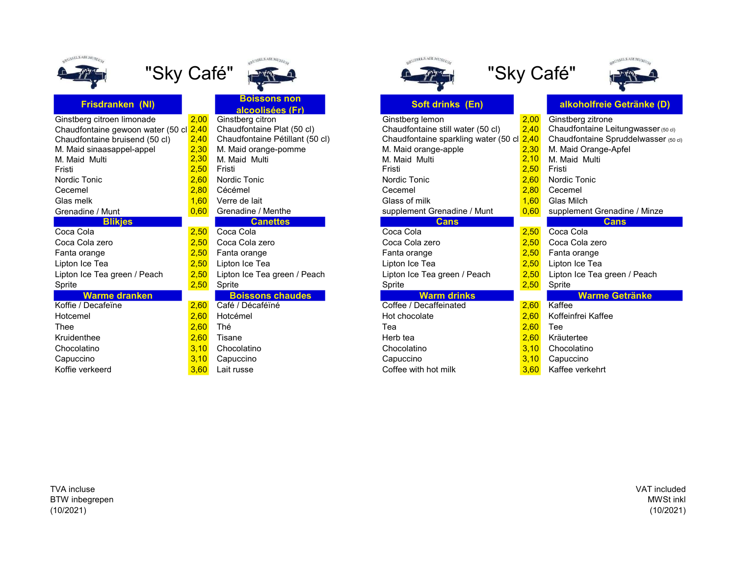# "Sky Café"

| Frisdranken (Nl) | | Boissons non alcoolisées (Fr) |
|---|---|---|
| Ginstberg citroen limonade | 2,00 | Ginstberg citron |
| Chaudfontaine gewoon water (50 cl | 2,40 | Chaudfontaine Plat (50 cl) |
| Chaudfontaine bruisend (50 cl) | 2,40 | Chaudfontaine Pétillant (50 cl) |
| M. Maid sinaasappel-appel | 2,30 | M. Maid orange-pomme |
| M. Maid Multi | 2,30 | M. Maid Multi |
| Fristi | 2,50 | Fristi |
| Nordic Tonic | 2,60 | Nordic Tonic |
| Cecemel | 2,80 | Cécémel |
| Glas melk | 1,60 | Verre de lait |
| Grenadine / Munt | 0,60 | Grenadine / Menthe |
| **Blikjes** | | **Canettes** |
| Coca Cola | 2,50 | Coca Cola |
| Coca Cola zero | 2,50 | Coca Cola zero |
| Fanta orange | 2,50 | Fanta orange |
| Lipton Ice Tea | 2,50 | Lipton Ice Tea |
| Lipton Ice Tea green / Peach | 2,50 | Lipton Ice Tea green / Peach |
| Sprite | 2,50 | Sprite |
| **Warme dranken** | | **Boissons chaudes** |
| Koffie / Decafeïne | 2,60 | Café / Décaféïné |
| Hotcemel | 2,60 | Hotcémel |
| Thee | 2,60 | Thé |
| Kruidenthee | 2,60 | Tisane |
| Chocolatino | 3,10 | Chocolatino |
| Capuccino | 3,10 | Capuccino |
| Koffie verkeerd | 3,60 | Lait russe |

TVA incluse
BTW inbegrepen
(10/2021)

# "Sky Café"

| Soft drinks (En) | | alkoholfreie Getränke (D) |
|---|---|---|
| Ginstberg lemon | 2,00 | Ginstberg zitrone |
| Chaudfontaine still water (50 cl) | 2,40 | Chaudfontaine Leitungwasser (50 cl) |
| Chaudfontaine sparkling water (50 cl | 2,40 | Chaudfontaine Spruddelwasser (50 cl) |
| M. Maid orange-apple | 2,30 | M. Maid Orange-Apfel |
| M. Maid Multi | 2,10 | M. Maid Multi |
| Fristi | 2,50 | Fristi |
| Nordic Tonic | 2,60 | Nordic Tonic |
| Cecemel | 2,80 | Cecemel |
| Glass of milk | 1,60 | Glas Milch |
| supplement Grenadine / Munt | 0,60 | supplement Grenadine / Minze |
| **Cans** | | **Cans** |
| Coca Cola | 2,50 | Coca Cola |
| Coca Cola zero | 2,50 | Coca Cola zero |
| Fanta orange | 2,50 | Fanta orange |
| Lipton Ice Tea | 2,50 | Lipton Ice Tea |
| Lipton Ice Tea green / Peach | 2,50 | Lipton Ice Tea green / Peach |
| Sprite | 2,50 | Sprite |
| **Warm drinks** | | **Warme Getränke** |
| Coffee / Decaffeinated | 2,60 | Kaffee |
| Hot chocolate | 2,60 | Koffeinfrei Kaffee |
| Tea | 2,60 | Tee |
| Herb tea | 2,60 | Kräutertee |
| Chocolatino | 3,10 | Chocolatino |
| Capuccino | 3,10 | Capuccino |
| Coffee with hot milk | 3,60 | Kaffee verkehrt |

VAT included
MWSt inkl
(10/2021)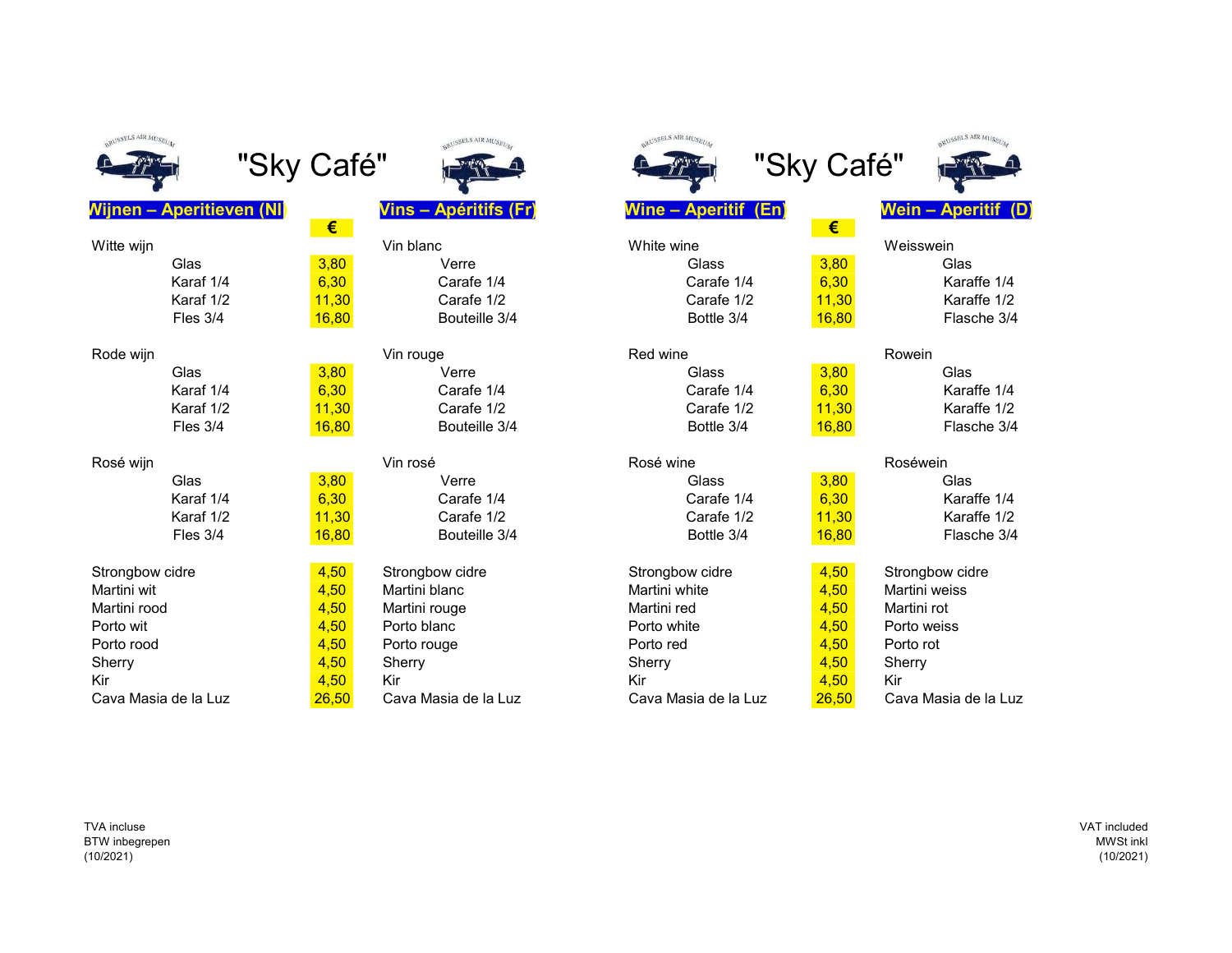# "Sky Café"

| Wijnen – Aperitieven (Nl) | € | Vins – Apéritifs (Fr) |
|---|---|---|
| Witte wijn | | Vin blanc |
| Glas | 3,80 | Verre |
| Karaf 1/4 | 6,30 | Carafe 1/4 |
| Karaf 1/2 | 11,30 | Carafe 1/2 |
| Fles 3/4 | 16,80 | Bouteille 3/4 |
| Rode wijn | | Vin rouge |
| Glas | 3,80 | Verre |
| Karaf 1/4 | 6,30 | Carafe 1/4 |
| Karaf 1/2 | 11,30 | Carafe 1/2 |
| Fles 3/4 | 16,80 | Bouteille 3/4 |
| Rosé wijn | | Vin rosé |
| Glas | 3,80 | Verre |
| Karaf 1/4 | 6,30 | Carafe 1/4 |
| Karaf 1/2 | 11,30 | Carafe 1/2 |
| Fles 3/4 | 16,80 | Bouteille 3/4 |
| Strongbow cidre | 4,50 | Strongbow cidre |
| Martini wit | 4,50 | Martini blanc |
| Martini rood | 4,50 | Martini rouge |
| Porto wit | 4,50 | Porto blanc |
| Porto rood | 4,50 | Porto rouge |
| Sherry | 4,50 | Sherry |
| Kir | 4,50 | Kir |
| Cava Masia de la Luz | 26,50 | Cava Masia de la Luz |

TVA incluse
BTW inbegrepen
(10/2021)

# "Sky Café"

| Wine – Aperitif (En) | € | Wein – Aperitif (D) |
|---|---|---|
| White wine | | Weisswein |
| Glass | 3,80 | Glas |
| Carafe 1/4 | 6,30 | Karaffe 1/4 |
| Carafe 1/2 | 11,30 | Karaffe 1/2 |
| Bottle 3/4 | 16,80 | Flasche 3/4 |
| Red wine | | Rowein |
| Glass | 3,80 | Glas |
| Carafe 1/4 | 6,30 | Karaffe 1/4 |
| Carafe 1/2 | 11,30 | Karaffe 1/2 |
| Bottle 3/4 | 16,80 | Flasche 3/4 |
| Rosé wine | | Roséwein |
| Glass | 3,80 | Glas |
| Carafe 1/4 | 6,30 | Karaffe 1/4 |
| Carafe 1/2 | 11,30 | Karaffe 1/2 |
| Bottle 3/4 | 16,80 | Flasche 3/4 |
| Strongbow cidre | 4,50 | Strongbow cidre |
| Martini white | 4,50 | Martini weiss |
| Martini red | 4,50 | Martini rot |
| Porto white | 4,50 | Porto weiss |
| Porto red | 4,50 | Porto rot |
| Sherry | 4,50 | Sherry |
| Kir | 4,50 | Kir |
| Cava Masia de la Luz | 26,50 | Cava Masia de la Luz |

VAT included
MWSt inkl
(10/2021)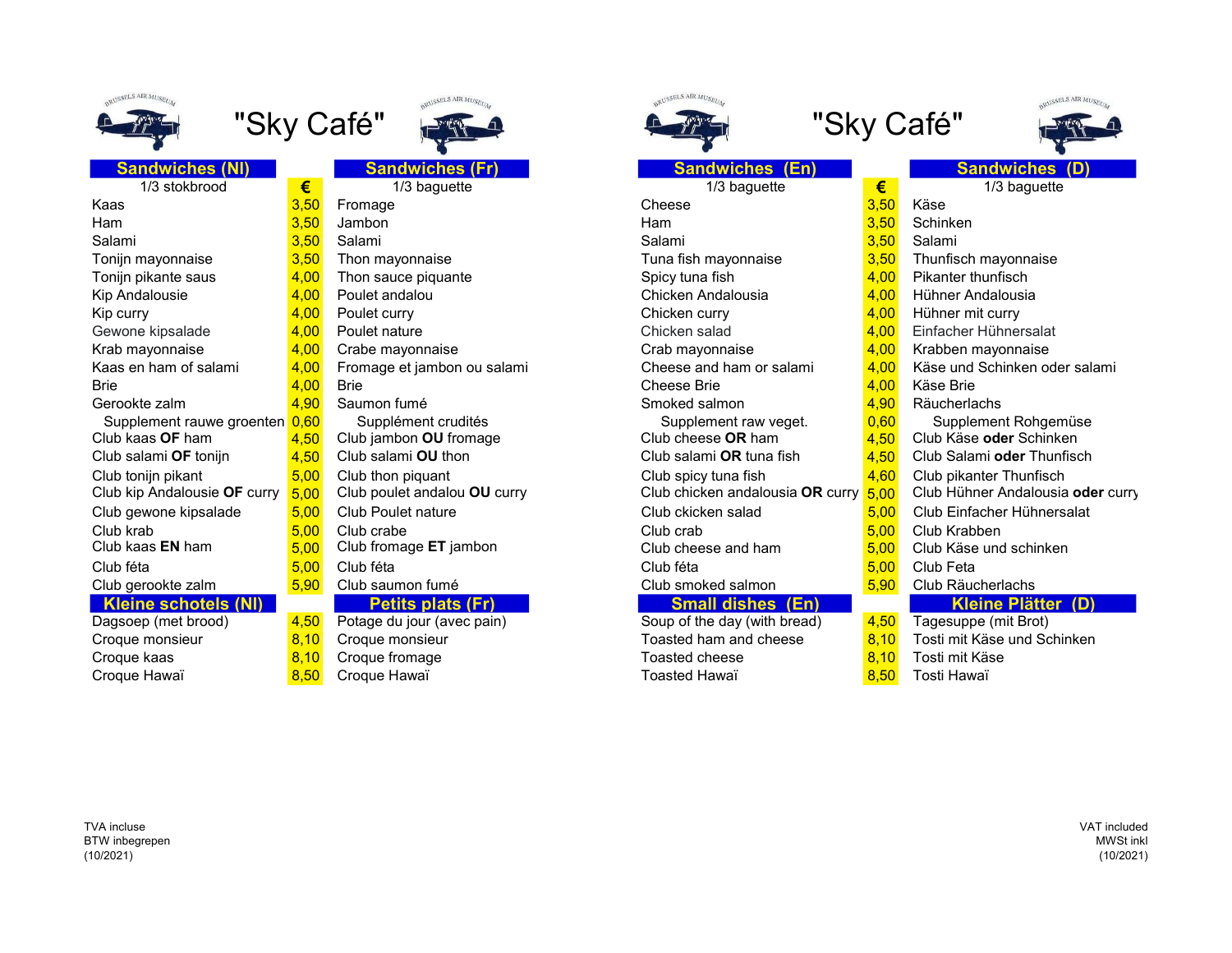# "Sky Café"

| Sandwiches (Nl) | € | Sandwiches (Fr) |
| --- | --- | --- |
| 1/3 stokbrood | | 1/3 baguette |
| Kaas | 3,50 | Fromage |
| Ham | 3,50 | Jambon |
| Salami | 3,50 | Salami |
| Tonijn mayonnaise | 3,50 | Thon mayonnaise |
| Tonijn pikante saus | 4,00 | Thon sauce piquante |
| Kip Andalousie | 4,00 | Poulet andalou |
| Kip curry | 4,00 | Poulet curry |
| Gewone kipsalade | 4,00 | Poulet nature |
| Krab mayonnaise | 4,00 | Crabe mayonnaise |
| Kaas en ham of salami | 4,00 | Fromage et jambon ou salami |
| Brie | 4,00 | Brie |
| Gerookte zalm | 4,90 | Saumon fumé |
| Supplement rauwe groenten | 0,60 | Supplément crudités |
| Club kaas **OF** ham | 4,50 | Club jambon **OU** fromage |
| Club salami **OF** tonijn | 4,50 | Club salami **OU** thon |
| Club tonijn pikant | 5,00 | Club thon piquant |
| Club kip Andalousie **OF** curry | 5,00 | Club poulet andalou **OU** curry |
| Club gewone kipsalade | 5,00 | Club Poulet nature |
| Club krab | 5,00 | Club crabe |
| Club kaas **EN** ham | 5,00 | Club fromage **ET** jambon |
| Club féta | 5,00 | Club féta |
| Club gerookte zalm | 5,90 | Club saumon fumé |
| **Kleine schotels (Nl)** | | **Petits plats (Fr)** |
| Dagsoep (met brood) | 4,50 | Potage du jour (avec pain) |
| Croque monsieur | 8,10 | Croque monsieur |
| Croque kaas | 8,10 | Croque fromage |
| Croque Hawaï | 8,50 | Croque Hawaï |

TVA incluse
BTW inbegrepen
(10/2021)

# "Sky Café"

| Sandwiches (En) | € | Sandwiches (D) |
| --- | --- | --- |
| 1/3 baguette | | 1/3 baguette |
| Cheese | 3,50 | Käse |
| Ham | 3,50 | Schinken |
| Salami | 3,50 | Salami |
| Tuna fish mayonnaise | 3,50 | Thunfisch mayonnaise |
| Spicy tuna fish | 4,00 | Pikanter thunfisch |
| Chicken Andalousia | 4,00 | Hühner Andalousia |
| Chicken curry | 4,00 | Hühner mit curry |
| Chicken salad | 4,00 | Einfacher Hühnersalat |
| Crab mayonnaise | 4,00 | Krabben mayonnaise |
| Cheese and ham or salami | 4,00 | Käse und Schinken oder salami |
| Cheese Brie | 4,00 | Käse Brie |
| Smoked salmon | 4,90 | Räucherlachs |
| Supplement raw veget. | 0,60 | Supplement Rohgemüse |
| Club cheese **OR** ham | 4,50 | Club Käse **oder** Schinken |
| Club salami **OR** tuna fish | 4,50 | Club Salami **oder** Thunfisch |
| Club spicy tuna fish | 4,60 | Club pikanter Thunfisch |
| Club chicken andalousia **OR** curry | 5,00 | Club Hühner Andalousia **oder** curry |
| Club ckicken salad | 5,00 | Club Einfacher Hühnersalat |
| Club crab | 5,00 | Club Krabben |
| Club cheese and ham | 5,00 | Club Käse und schinken |
| Club féta | 5,00 | Club Feta |
| Club smoked salmon | 5,90 | Club Räucherlachs |
| **Small dishes (En)** | | **Kleine Plätter (D)** |
| Soup of the day (with bread) | 4,50 | Tagesuppe (mit Brot) |
| Toasted ham and cheese | 8,10 | Tosti mit Käse und Schinken |
| Toasted cheese | 8,10 | Tosti mit Käse |
| Toasted Hawaï | 8,50 | Tosti Hawaï |

VAT included
MWSt inkl
(10/2021)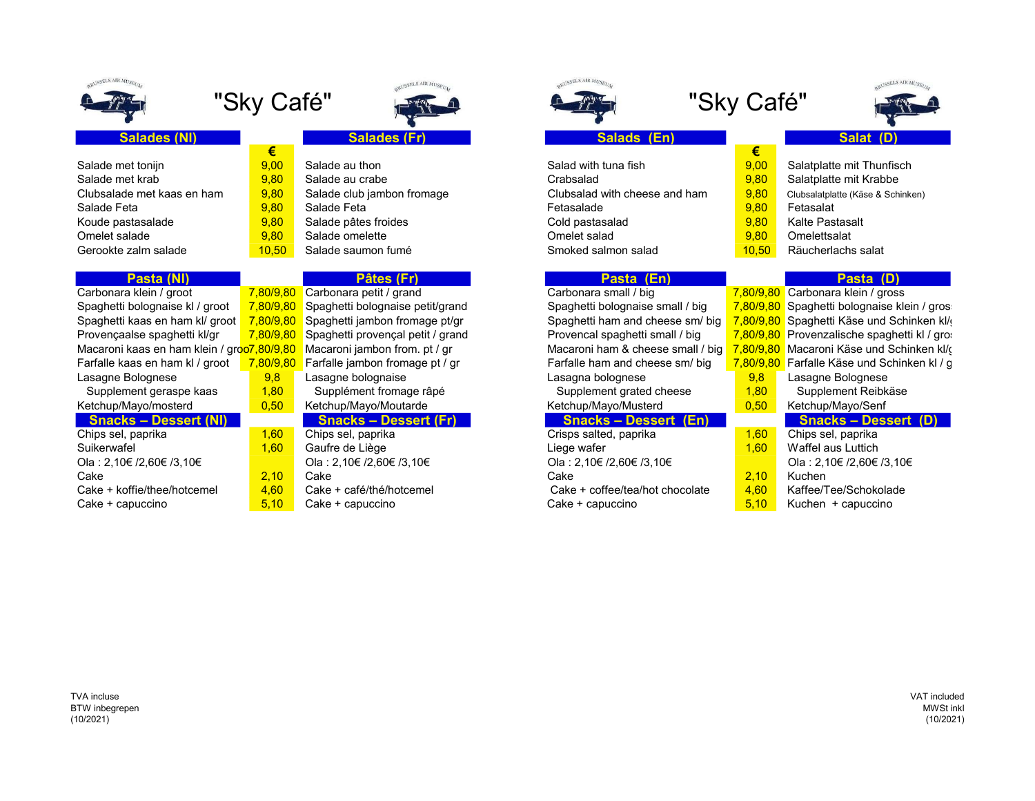# "Sky Café"

| Salades (Nl) | € | Salades (Fr) |
|---|---|---|
| Salade met tonijn | 9,00 | Salade au thon |
| Salade met krab | 9,80 | Salade au crabe |
| Clubsalade met kaas en ham | 9,80 | Salade club jambon fromage |
| Salade Feta | 9,80 | Salade Feta |
| Koude pastasalade | 9,80 | Salade pâtes froides |
| Omelet salade | 9,80 | Salade omelette |
| Gerookte zalm salade | 10,50 | Salade saumon fumé |

| Pasta (Nl) | | Pâtes (Fr) |
|---|---|---|
| Carbonara klein / groot | 7,80/9,80 | Carbonara petit / grand |
| Spaghetti bolognaise kl / groot | 7,80/9,80 | Spaghetti bolognaise petit/grand |
| Spaghetti kaas en ham kl/ groot | 7,80/9,80 | Spaghetti jambon fromage pt/gr |
| Provençaalse spaghetti kl/gr | 7,80/9,80 | Spaghetti provençal petit / grand |
| Macaroni kaas en ham klein / groo | 7,80/9,80 | Macaroni jambon from. pt / gr |
| Farfalle kaas en ham kl / groot | 7,80/9,80 | Farfalle jambon fromage pt / gr |
| Lasagne Bolognese | 9,8 | Lasagne bolognaise |
| Supplement geraspe kaas | 1,80 | Supplément fromage râpé |
| Ketchup/Mayo/mosterd | 0,50 | Ketchup/Mayo/Moutarde |

| Snacks – Dessert (Nl) | | Snacks – Dessert (Fr) |
|---|---|---|
| Chips sel, paprika | 1,60 | Chips sel, paprika |
| Suikerwafel | 1,60 | Gaufre de Liège |
| Ola : 2,10€ /2,60€ /3,10€ | | Ola : 2,10€ /2,60€ /3,10€ |
| Cake | 2,10 | Cake |
| Cake + koffie/thee/hotcemel | 4,60 | Cake + café/thé/hotcemel |
| Cake + capuccino | 5,10 | Cake + capuccino |

TVA incluse
BTW inbegrepen
(10/2021)

# "Sky Café"

| Salads (En) | € | Salat (D) |
|---|---|---|
| Salad with tuna fish | 9,00 | Salatplatte mit Thunfisch |
| Crabsalad | 9,80 | Salatplatte mit Krabbe |
| Clubsalad with cheese and ham | 9,80 | Clubsalatplatte (Käse & Schinken) |
| Fetasalade | 9,80 | Fetasalat |
| Cold pastasalad | 9,80 | Kalte Pastasalt |
| Omelet salad | 9,80 | Omelettsalat |
| Smoked salmon salad | 10,50 | Räucherlachs salat |

| Pasta (En) | | Pasta (D) |
|---|---|---|
| Carbonara small / big | 7,80/9,80 | Carbonara klein / gross |
| Spaghetti bolognaise small / big | 7,80/9,80 | Spaghetti bolognaise klein / gros |
| Spaghetti ham and cheese sm/ big | 7,80/9,80 | Spaghetti Käse und Schinken kl/ |
| Provencal spaghetti small / big | 7,80/9,80 | Provenzalische spaghetti kl / gro |
| Macaroni ham & cheese small / big | 7,80/9,80 | Macaroni Käse und Schinken kl/ |
| Farfalle ham and cheese sm/ big | 7,80/9,80 | Farfalle Käse und Schinken kl / g |
| Lasagna bolognese | 9,8 | Lasagne Bolognese |
| Supplement grated cheese | 1,80 | Supplement Reibkäse |
| Ketchup/Mayo/Musterd | 0,50 | Ketchup/Mayo/Senf |

| Snacks – Dessert (En) | | Snacks – Dessert (D) |
|---|---|---|
| Crisps salted, paprika | 1,60 | Chips sel, paprika |
| Liege wafer | 1,60 | Waffel aus Luttich |
| Ola : 2,10€ /2,60€ /3,10€ | | Ola : 2,10€ /2,60€ /3,10€ |
| Cake | 2,10 | Kuchen |
| Cake + coffee/tea/hot chocolate | 4,60 | Kaffee/Tee/Schokolade |
| Cake + capuccino | 5,10 | Kuchen + capuccino |

VAT included
MWSt inkl
(10/2021)